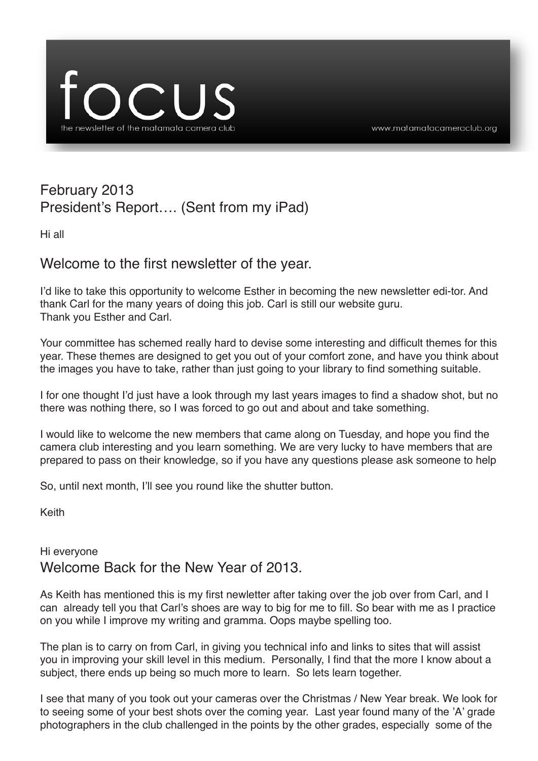# focus

the newsletter of the matamata camera club

www.matamatacameraclub.org

## February 2013
## President's Report…. (Sent from my iPad)

Hi all

### Welcome to the first newsletter of the year.

I'd like to take this opportunity to welcome Esther in becoming the new newsletter edi-tor. And thank Carl for the many years of doing this job. Carl is still our website guru.
Thank you Esther and Carl.

Your committee has schemed really hard to devise some interesting and difficult themes for this year. These themes are designed to get you out of your comfort zone, and have you think about the images you have to take, rather than just going to your library to find something suitable.

I for one thought I'd just have a look through my last years images to find a shadow shot, but no there was nothing there, so I was forced to go out and about and take something.

I would like to welcome the new members that came along on Tuesday, and hope you find the camera club interesting and you learn something. We are very lucky to have members that are prepared to pass on their knowledge, so if you have any questions please ask someone to help

So, until next month, I'll see you round like the shutter button.

Keith

Hi everyone

### Welcome Back for the New Year of 2013.

As Keith has mentioned this is my first newletter after taking over the job over from Carl, and I can already tell you that Carl's shoes are way to big for me to fill. So bear with me as I practice on you while I improve my writing and gramma. Oops maybe spelling too.

The plan is to carry on from Carl, in giving you technical info and links to sites that will assist you in improving your skill level in this medium. Personally, I find that the more I know about a subject, there ends up being so much more to learn. So lets learn together.

I see that many of you took out your cameras over the Christmas / New Year break. We look for to seeing some of your best shots over the coming year. Last year found many of the 'A' grade photographers in the club challenged in the points by the other grades, especially some of the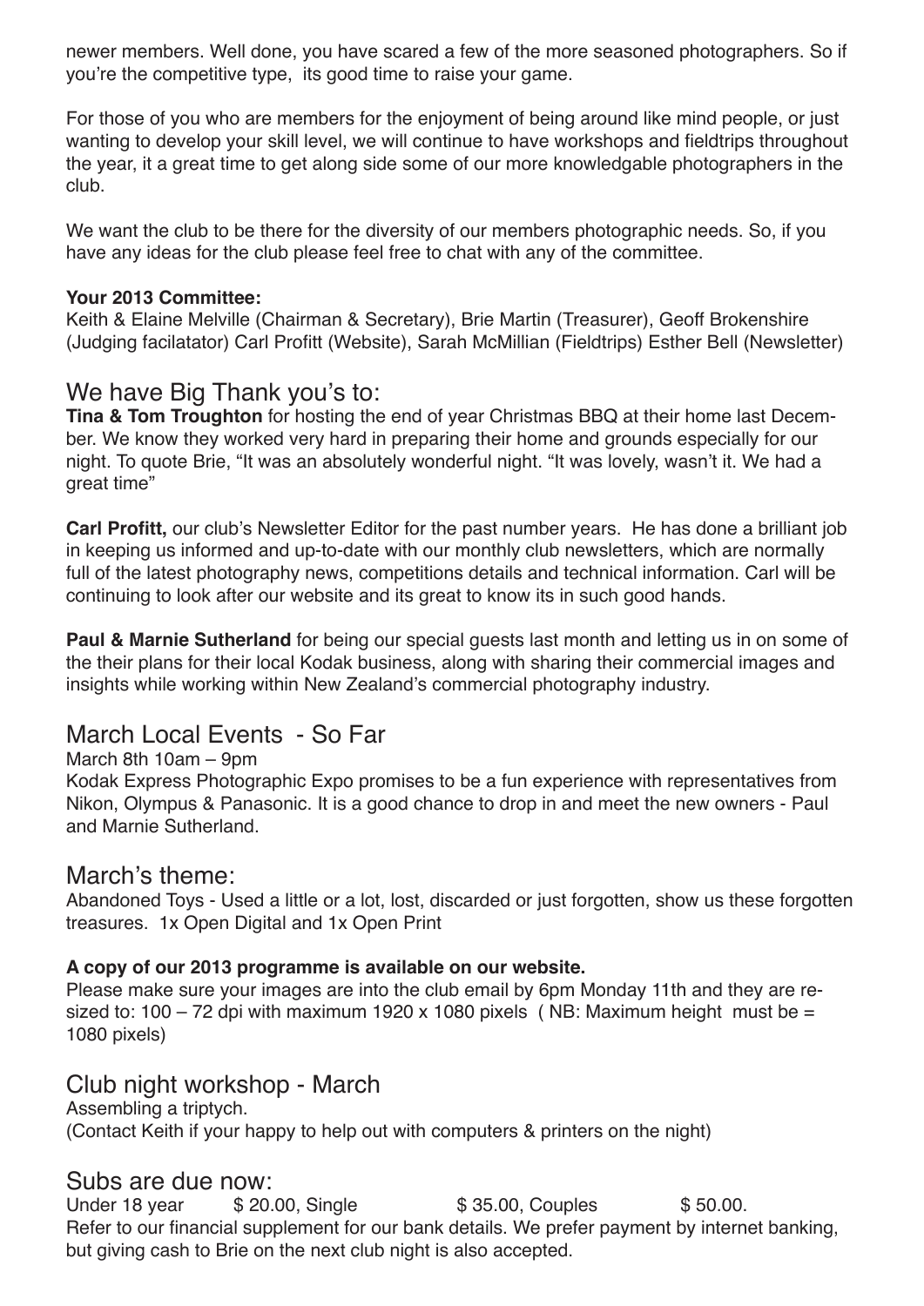newer members. Well done, you have scared a few of the more seasoned photographers. So if you're the competitive type, its good time to raise your game.

For those of you who are members for the enjoyment of being around like mind people, or just wanting to develop your skill level, we will continue to have workshops and fieldtrips throughout the year, it a great time to get along side some of our more knowledgable photographers in the club.

We want the club to be there for the diversity of our members photographic needs. So, if you have any ideas for the club please feel free to chat with any of the committee.

**Your 2013 Committee:**
Keith & Elaine Melville (Chairman & Secretary), Brie Martin (Treasurer), Geoff Brokenshire (Judging facilatator) Carl Profitt (Website), Sarah McMillian (Fieldtrips) Esther Bell (Newsletter)

## We have Big Thank you's to:

**Tina & Tom Troughton** for hosting the end of year Christmas BBQ at their home last December. We know they worked very hard in preparing their home and grounds especially for our night. To quote Brie, "It was an absolutely wonderful night. "It was lovely, wasn't it. We had a great time"

**Carl Profitt,** our club's Newsletter Editor for the past number years. He has done a brilliant job in keeping us informed and up-to-date with our monthly club newsletters, which are normally full of the latest photography news, competitions details and technical information. Carl will be continuing to look after our website and its great to know its in such good hands.

**Paul & Marnie Sutherland** for being our special guests last month and letting us in on some of the their plans for their local Kodak business, along with sharing their commercial images and insights while working within New Zealand's commercial photography industry.

## March Local Events - So Far

March 8th 10am – 9pm
Kodak Express Photographic Expo promises to be a fun experience with representatives from Nikon, Olympus & Panasonic. It is a good chance to drop in and meet the new owners - Paul and Marnie Sutherland.

## March's theme:

Abandoned Toys - Used a little or a lot, lost, discarded or just forgotten, show us these forgotten treasures. 1x Open Digital and 1x Open Print

**A copy of our 2013 programme is available on our website.**
Please make sure your images are into the club email by 6pm Monday 11th and they are resized to: 100 – 72 dpi with maximum 1920 x 1080 pixels ( NB: Maximum height must be = 1080 pixels)

## Club night workshop - March

Assembling a triptych.
(Contact Keith if your happy to help out with computers & printers on the night)

## Subs are due now:

Under 18 year $ 20.00, Single $ 35.00, Couples $ 50.00.
Refer to our financial supplement for our bank details. We prefer payment by internet banking, but giving cash to Brie on the next club night is also accepted.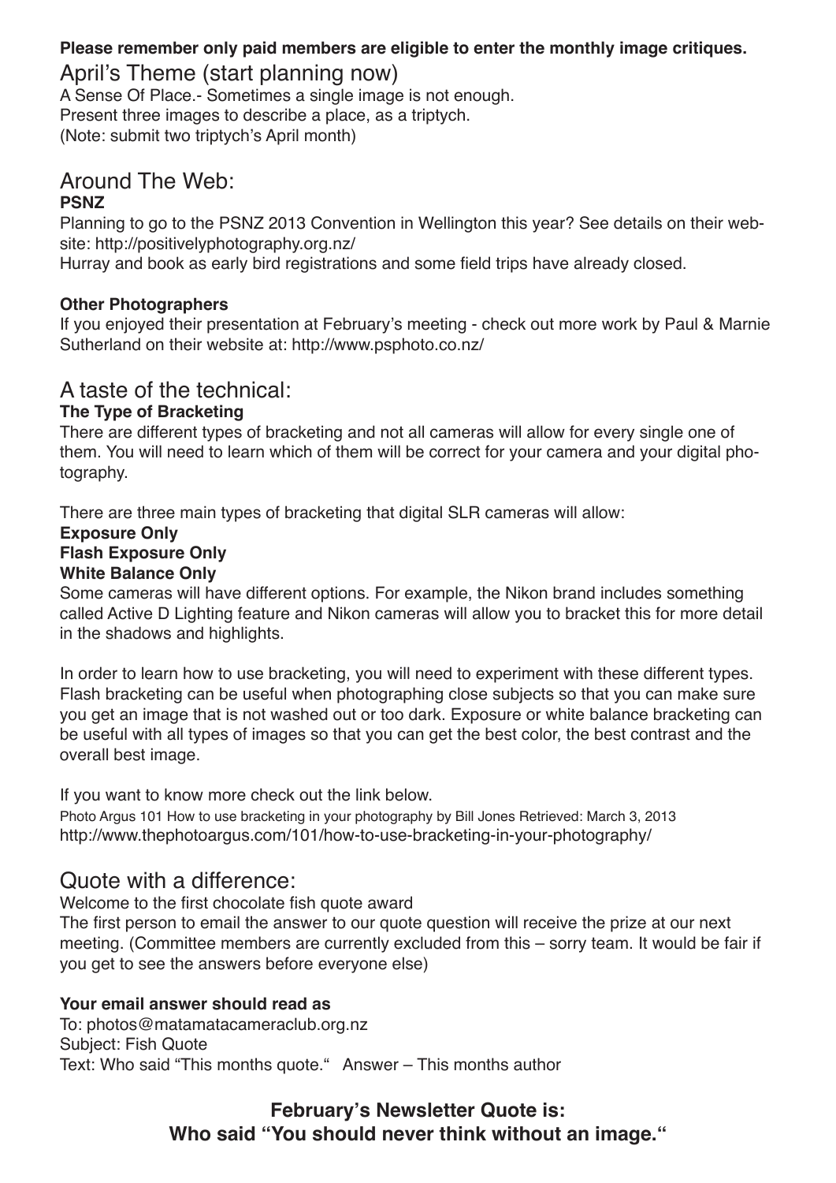**Please remember only paid members are eligible to enter the monthly image critiques.**

## April's Theme (start planning now)

A Sense Of Place.- Sometimes a single image is not enough.
Present three images to describe a place, as a triptych.
(Note: submit two triptych's April month)

## Around The Web:

**PSNZ**

Planning to go to the PSNZ 2013 Convention in Wellington this year? See details on their website: http://positivelyphotography.org.nz/
Hurray and book as early bird registrations and some field trips have already closed.

**Other Photographers**

If you enjoyed their presentation at February's meeting - check out more work by Paul & Marnie Sutherland on their website at: http://www.psphoto.co.nz/

## A taste of the technical:

**The Type of Bracketing**

There are different types of bracketing and not all cameras will allow for every single one of them. You will need to learn which of them will be correct for your camera and your digital photography.

There are three main types of bracketing that digital SLR cameras will allow:

**Exposure Only**
**Flash Exposure Only**
**White Balance Only**

Some cameras will have different options. For example, the Nikon brand includes something called Active D Lighting feature and Nikon cameras will allow you to bracket this for more detail in the shadows and highlights.

In order to learn how to use bracketing, you will need to experiment with these different types. Flash bracketing can be useful when photographing close subjects so that you can make sure you get an image that is not washed out or too dark. Exposure or white balance bracketing can be useful with all types of images so that you can get the best color, the best contrast and the overall best image.

If you want to know more check out the link below.

Photo Argus 101 How to use bracketing in your photography by Bill Jones Retrieved: March 3, 2013
http://www.thephotoargus.com/101/how-to-use-bracketing-in-your-photography/

## Quote with a difference:

Welcome to the first chocolate fish quote award
The first person to email the answer to our quote question will receive the prize at our next meeting. (Committee members are currently excluded from this – sorry team. It would be fair if you get to see the answers before everyone else)

**Your email answer should read as**

To: photos@matamatacameraclub.org.nz
Subject: Fish Quote
Text: Who said "This months quote." Answer – This months author

**February's Newsletter Quote is:**
**Who said "You should never think without an image."**